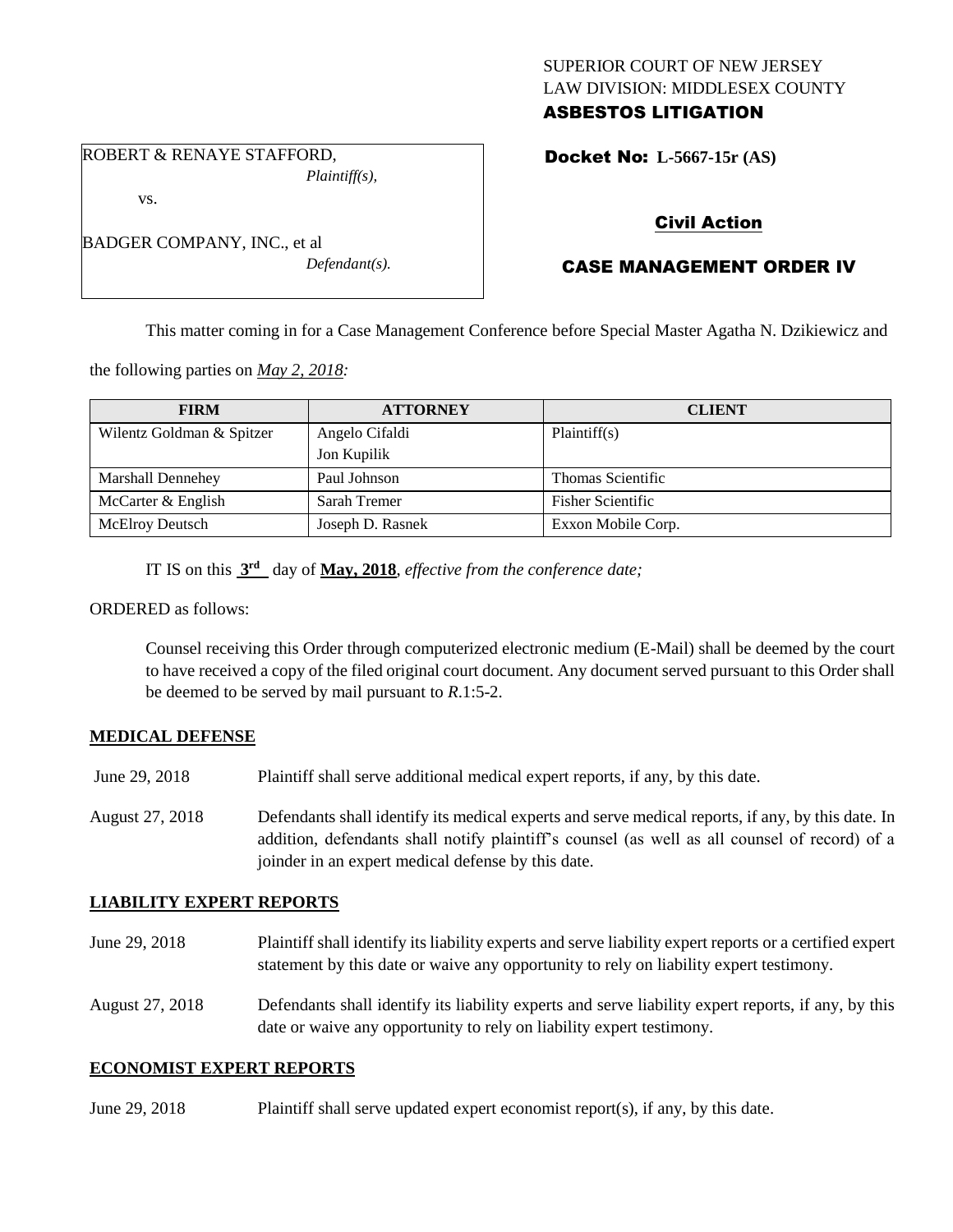SUPERIOR COURT OF NEW JERSEY
LAW DIVISION: MIDDLESEX COUNTY
**ASBESTOS LITIGATION**

ROBERT & RENAYE STAFFORD,
*Plaintiff(s),*

vs.

BADGER COMPANY, INC., et al
*Defendant(s).*

**Docket No: L-5667-15r (AS)**

**Civil Action**

**CASE MANAGEMENT ORDER IV**

This matter coming in for a Case Management Conference before Special Master Agatha N. Dzikiewicz and the following parties on *May 2, 2018:*

| FIRM | ATTORNEY | CLIENT |
|---|---|---|
| Wilentz Goldman & Spitzer | Angelo Cifaldi<br>Jon Kupilik | Plaintiff(s) |
| Marshall Dennehey | Paul Johnson | Thomas Scientific |
| McCarter & English | Sarah Tremer | Fisher Scientific |
| McElroy Deutsch | Joseph D. Rasnek | Exxon Mobile Corp. |

IT IS on this **3rd** day of **May, 2018**, *effective from the conference date;*

ORDERED as follows:

Counsel receiving this Order through computerized electronic medium (E-Mail) shall be deemed by the court to have received a copy of the filed original court document. Any document served pursuant to this Order shall be deemed to be served by mail pursuant to *R*.1:5-2.

**MEDICAL DEFENSE**

June 29, 2018 Plaintiff shall serve additional medical expert reports, if any, by this date.

August 27, 2018 Defendants shall identify its medical experts and serve medical reports, if any, by this date. In addition, defendants shall notify plaintiff's counsel (as well as all counsel of record) of a joinder in an expert medical defense by this date.

**LIABILITY EXPERT REPORTS**

June 29, 2018 Plaintiff shall identify its liability experts and serve liability expert reports or a certified expert statement by this date or waive any opportunity to rely on liability expert testimony.

August 27, 2018 Defendants shall identify its liability experts and serve liability expert reports, if any, by this date or waive any opportunity to rely on liability expert testimony.

**ECONOMIST EXPERT REPORTS**

June 29, 2018 Plaintiff shall serve updated expert economist report(s), if any, by this date.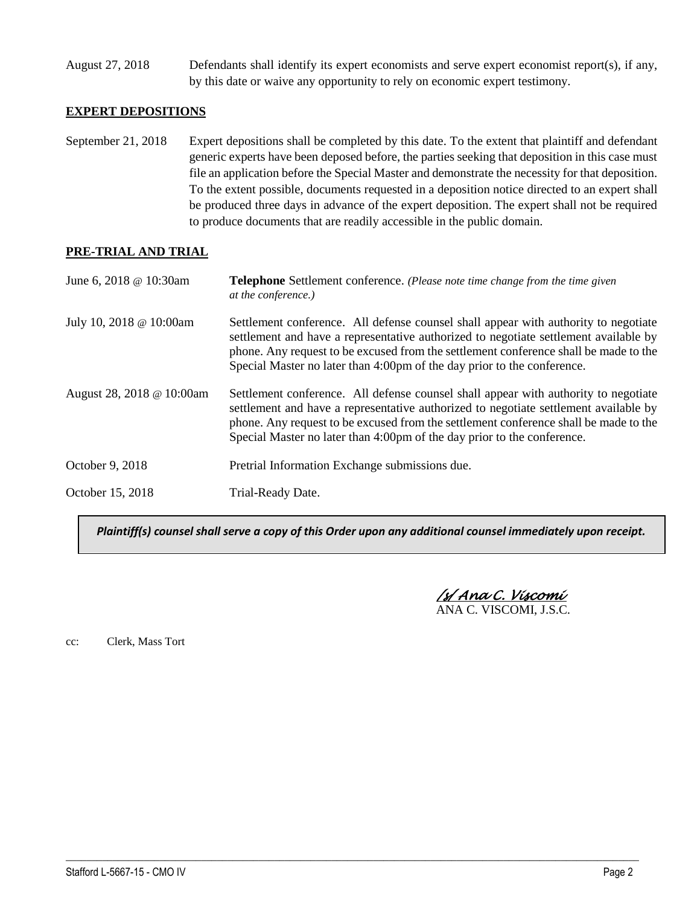| | |
|---|---|
| August 27, 2018 | Defendants shall identify its expert economists and serve expert economist report(s), if any, by this date or waive any opportunity to rely on economic expert testimony. |

## EXPERT DEPOSITIONS

| | |
|---|---|
| September 21, 2018 | Expert depositions shall be completed by this date. To the extent that plaintiff and defendant generic experts have been deposed before, the parties seeking that deposition in this case must file an application before the Special Master and demonstrate the necessity for that deposition. To the extent possible, documents requested in a deposition notice directed to an expert shall be produced three days in advance of the expert deposition. The expert shall not be required to produce documents that are readily accessible in the public domain. |

## PRE-TRIAL AND TRIAL

| | |
|---|---|
| June 6, 2018 @ 10:30am | **Telephone** Settlement conference. *(Please note time change from the time given at the conference.)* |
| July 10, 2018 @ 10:00am | Settlement conference. All defense counsel shall appear with authority to negotiate settlement and have a representative authorized to negotiate settlement available by phone. Any request to be excused from the settlement conference shall be made to the Special Master no later than 4:00pm of the day prior to the conference. |
| August 28, 2018 @ 10:00am | Settlement conference. All defense counsel shall appear with authority to negotiate settlement and have a representative authorized to negotiate settlement available by phone. Any request to be excused from the settlement conference shall be made to the Special Master no later than 4:00pm of the day prior to the conference. |
| October 9, 2018 | Pretrial Information Exchange submissions due. |
| October 15, 2018 | Trial-Ready Date. |

***Plaintiff(s) counsel shall serve a copy of this Order upon any additional counsel immediately upon receipt.***

*/s/ Ana C. Viscomi*
ANA C. VISCOMI, J.S.C.

cc: Clerk, Mass Tort